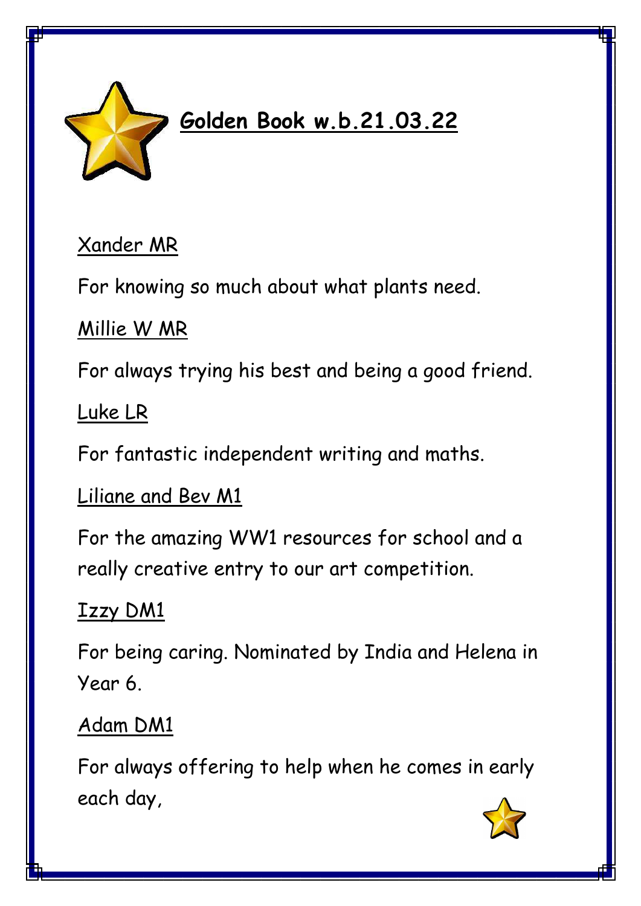# Golden Book w.b.21.03.22

Xander MR

For knowing so much about what plants need.

Millie W MR

For always trying his best and being a good friend.

Luke LR

For fantastic independent writing and maths.

Liliane and Bev M1

For the amazing WW1 resources for school and a really creative entry to our art competition.

Izzy DM1

For being caring. Nominated by India and Helena in Year 6.

Adam DM1

For always offering to help when he comes in early each day,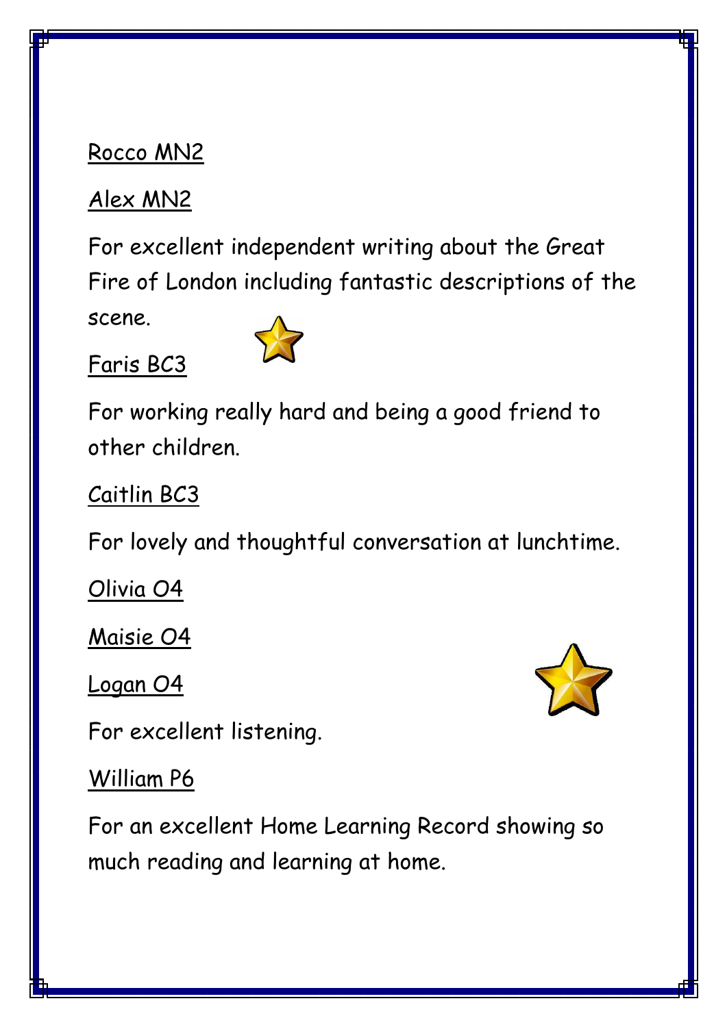<u>Rocco MN2</u>

<u>Alex MN2</u>

For excellent independent writing about the Great Fire of London including fantastic descriptions of the scene.

<u>Faris BC3</u>

For working really hard and being a good friend to other children.

<u>Caitlin BC3</u>

For lovely and thoughtful conversation at lunchtime.

<u>Olivia O4</u>

<u>Maisie O4</u>

<u>Logan O4</u>

For excellent listening.

<u>William P6</u>

For an excellent Home Learning Record showing so much reading and learning at home.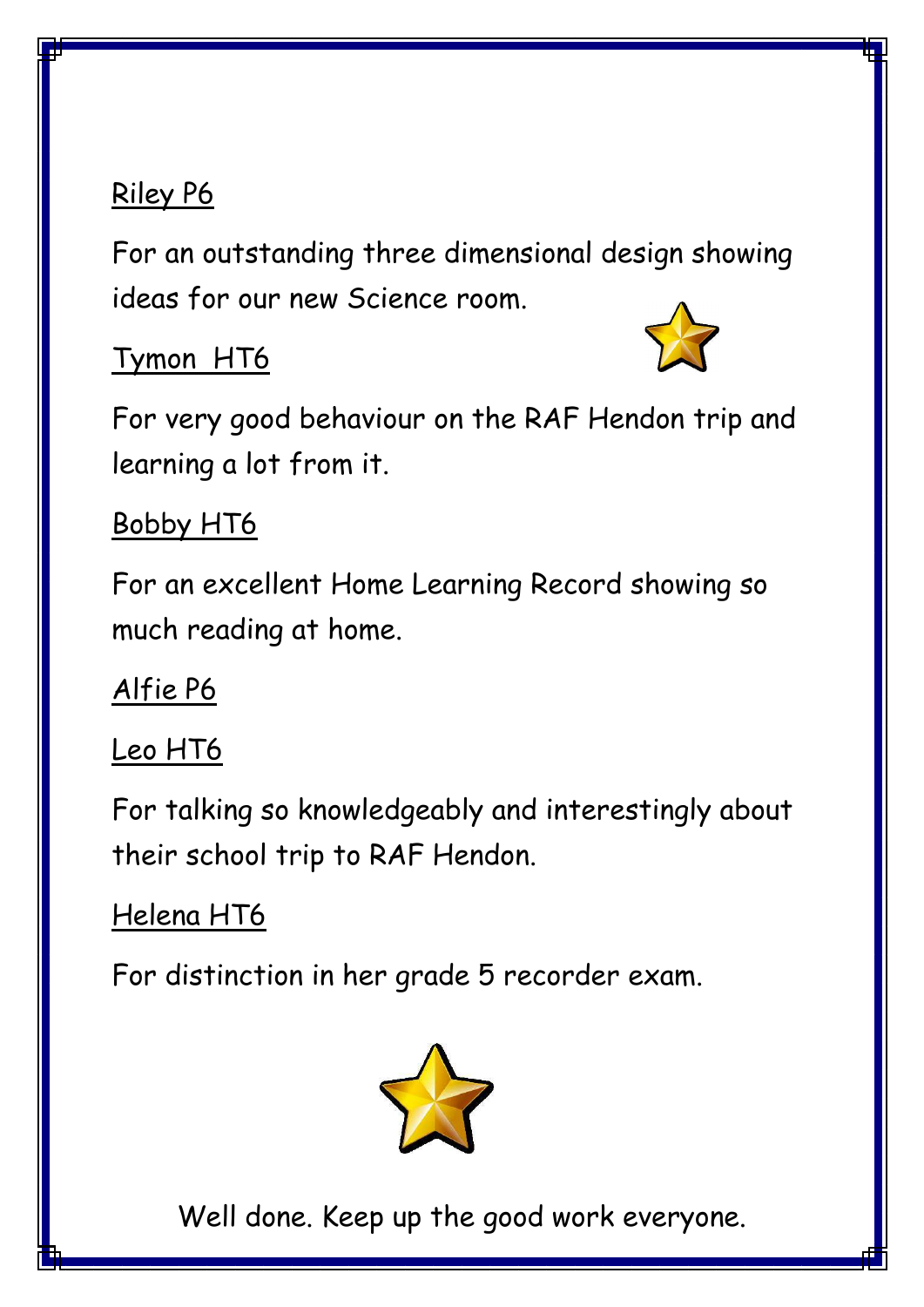<u>Riley P6</u>

For an outstanding three dimensional design showing ideas for our new Science room.

<u>Tymon HT6</u>

For very good behaviour on the RAF Hendon trip and learning a lot from it.

<u>Bobby HT6</u>

For an excellent Home Learning Record showing so much reading at home.

<u>Alfie P6</u>

<u>Leo HT6</u>

For talking so knowledgeably and interestingly about their school trip to RAF Hendon.

<u>Helena HT6</u>

For distinction in her grade 5 recorder exam.

Well done. Keep up the good work everyone.